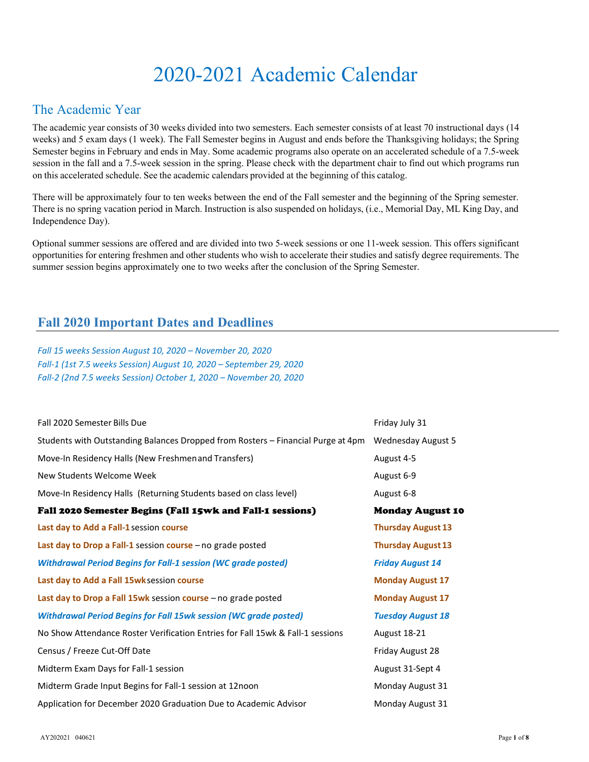# 2020-2021 Academic Calendar

## The Academic Year

The academic year consists of 30 weeks divided into two semesters. Each semester consists of at least 70 instructional days (14 weeks) and 5 exam days (1 week). The Fall Semester begins in August and ends before the Thanksgiving holidays; the Spring Semester begins in February and ends in May. Some academic programs also operate on an accelerated schedule of a 7.5-week session in the fall and a 7.5-week session in the spring. Please check with the department chair to find out which programs run on this accelerated schedule. See the academic calendars provided at the beginning of this catalog.

There will be approximately four to ten weeks between the end of the Fall semester and the beginning of the Spring semester. There is no spring vacation period in March. Instruction is also suspended on holidays, (i.e., Memorial Day, ML King Day, and Independence Day).

Optional summer sessions are offered and are divided into two 5-week sessions or one 11-week session. This offers significant opportunities for entering freshmen and other students who wish to accelerate their studies and satisfy degree requirements. The summer session begins approximately one to two weeks after the conclusion of the Spring Semester.

## Fall 2020 Important Dates and Deadlines

*Fall 15 weeks Session August 10, 2020 – November 20, 2020*
*Fall-1 (1st 7.5 weeks Session) August 10, 2020 – September 29, 2020*
*Fall-2 (2nd 7.5 weeks Session) October 1, 2020 – November 20, 2020*

| Event | Date |
|---|---|
| Fall 2020 Semester Bills Due | Friday July 31 |
| Students with Outstanding Balances Dropped from Rosters – Financial Purge at 4pm | Wednesday August 5 |
| Move-In Residency Halls (New Freshmen and Transfers) | August 4-5 |
| New Students Welcome Week | August 6-9 |
| Move-In Residency Halls (Returning Students based on class level) | August 6-8 |
| **Fall 2020 Semester Begins (Fall 15wk and Fall-1 sessions)** | **Monday August 10** |
| **Last day to Add a Fall-1** session **course** | **Thursday August 13** |
| **Last day to Drop a Fall-1** session **course** – no grade posted | **Thursday August 13** |
| ***Withdrawal Period Begins for Fall-1 session (WC grade posted)*** | ***Friday August 14*** |
| **Last day to Add a Fall 15wk** session **course** | **Monday August 17** |
| **Last day to Drop a Fall 15wk** session **course** – no grade posted | **Monday August 17** |
| ***Withdrawal Period Begins for Fall 15wk session (WC grade posted)*** | ***Tuesday August 18*** |
| No Show Attendance Roster Verification Entries for Fall 15wk & Fall-1 sessions | August 18-21 |
| Census / Freeze Cut-Off Date | Friday August 28 |
| Midterm Exam Days for Fall-1 session | August 31-Sept 4 |
| Midterm Grade Input Begins for Fall-1 session at 12noon | Monday August 31 |
| Application for December 2020 Graduation Due to Academic Advisor | Monday August 31 |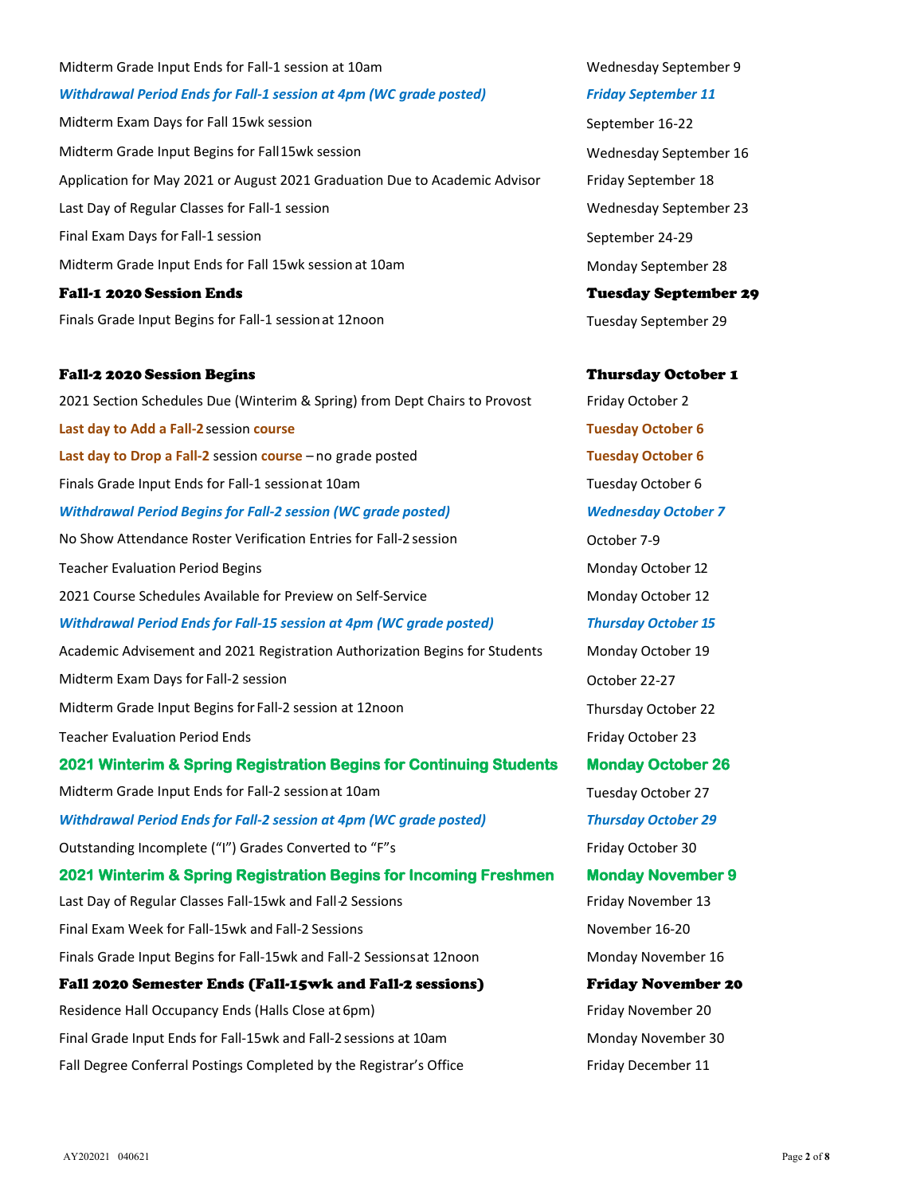| Event | Date |
|---|---|
| Midterm Grade Input Ends for Fall-1 session at 10am | Wednesday September 9 |
| *Withdrawal Period Ends for Fall-1 session at 4pm (WC grade posted)* | *Friday September 11* |
| Midterm Exam Days for Fall 15wk session | September 16-22 |
| Midterm Grade Input Begins for Fall 15wk session | Wednesday September 16 |
| Application for May 2021 or August 2021 Graduation Due to Academic Advisor | Friday September 18 |
| Last Day of Regular Classes for Fall-1 session | Wednesday September 23 |
| Final Exam Days for Fall-1 session | September 24-29 |
| Midterm Grade Input Ends for Fall 15wk session at 10am | Monday September 28 |
| **Fall-1 2020 Session Ends** | **Tuesday September 29** |
| Finals Grade Input Begins for Fall-1 session at 12noon | Tuesday September 29 |
| | |
| **Fall-2 2020 Session Begins** | **Thursday October 1** |
| 2021 Section Schedules Due (Winterim & Spring) from Dept Chairs to Provost | Friday October 2 |
| **Last day to Add a Fall-2** session **course** | **Tuesday October 6** |
| **Last day to Drop a Fall-2** session **course** – no grade posted | **Tuesday October 6** |
| Finals Grade Input Ends for Fall-1 session at 10am | Tuesday October 6 |
| *Withdrawal Period Begins for Fall-2 session (WC grade posted)* | *Wednesday October 7* |
| No Show Attendance Roster Verification Entries for Fall-2 session | October 7-9 |
| Teacher Evaluation Period Begins | Monday October 12 |
| 2021 Course Schedules Available for Preview on Self-Service | Monday October 12 |
| *Withdrawal Period Ends for Fall-15 session at 4pm (WC grade posted)* | *Thursday October 15* |
| Academic Advisement and 2021 Registration Authorization Begins for Students | Monday October 19 |
| Midterm Exam Days for Fall-2 session | October 22-27 |
| Midterm Grade Input Begins for Fall-2 session at 12noon | Thursday October 22 |
| Teacher Evaluation Period Ends | Friday October 23 |
| **2021 Winterim & Spring Registration Begins for Continuing Students** | **Monday October 26** |
| Midterm Grade Input Ends for Fall-2 session at 10am | Tuesday October 27 |
| *Withdrawal Period Ends for Fall-2 session at 4pm (WC grade posted)* | *Thursday October 29* |
| Outstanding Incomplete ("I") Grades Converted to "F"s | Friday October 30 |
| **2021 Winterim & Spring Registration Begins for Incoming Freshmen** | **Monday November 9** |
| Last Day of Regular Classes Fall-15wk and Fall-2 Sessions | Friday November 13 |
| Final Exam Week for Fall-15wk and Fall-2 Sessions | November 16-20 |
| Finals Grade Input Begins for Fall-15wk and Fall-2 Sessions at 12noon | Monday November 16 |
| **Fall 2020 Semester Ends (Fall-15wk and Fall-2 sessions)** | **Friday November 20** |
| Residence Hall Occupancy Ends (Halls Close at 6pm) | Friday November 20 |
| Final Grade Input Ends for Fall-15wk and Fall-2 sessions at 10am | Monday November 30 |
| Fall Degree Conferral Postings Completed by the Registrar's Office | Friday December 11 |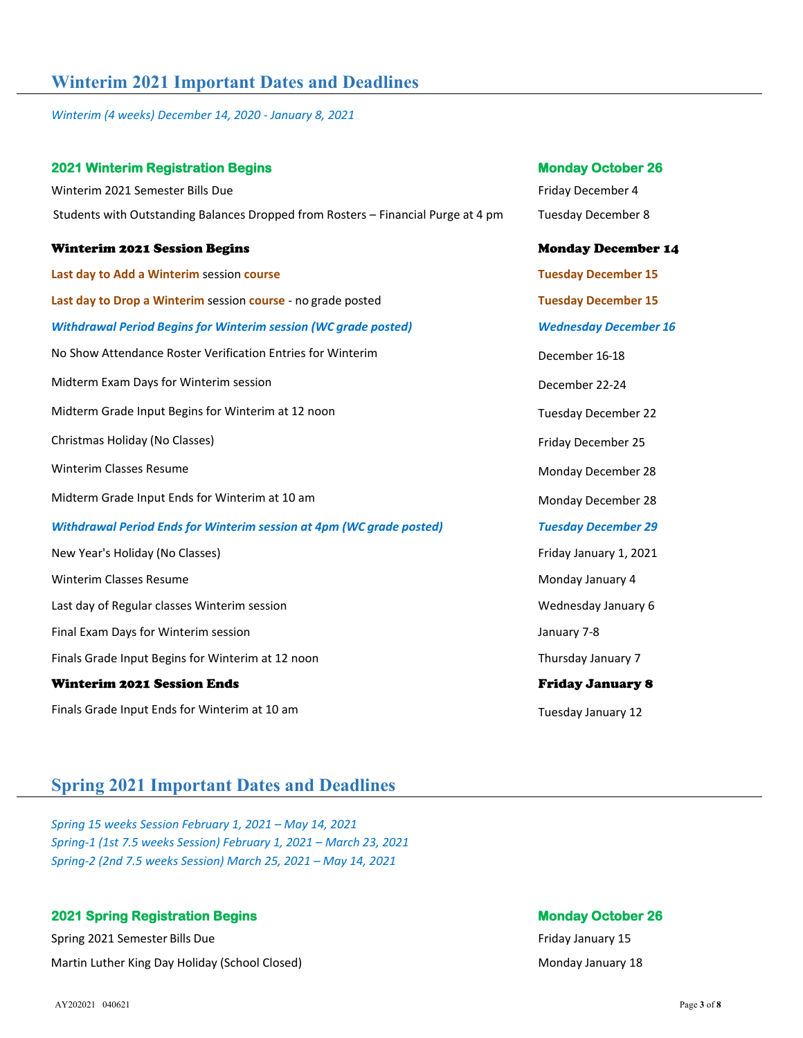## Winterim 2021 Important Dates and Deadlines

*Winterim (4 weeks) December 14, 2020 - January 8, 2021*

| | |
|---|---|
| **2021 Winterim Registration Begins** | **Monday October 26** |
| Winterim 2021 Semester Bills Due | Friday December 4 |
| Students with Outstanding Balances Dropped from Rosters – Financial Purge at 4 pm | Tuesday December 8 |
| **Winterim 2021 Session Begins** | **Monday December 14** |
| **Last day to Add a Winterim** session **course** | **Tuesday December 15** |
| **Last day to Drop a Winterim** session **course** - no grade posted | **Tuesday December 15** |
| ***Withdrawal Period Begins for Winterim session (WC grade posted)*** | ***Wednesday December 16*** |
| No Show Attendance Roster Verification Entries for Winterim | December 16-18 |
| Midterm Exam Days for Winterim session | December 22-24 |
| Midterm Grade Input Begins for Winterim at 12 noon | Tuesday December 22 |
| Christmas Holiday (No Classes) | Friday December 25 |
| Winterim Classes Resume | Monday December 28 |
| Midterm Grade Input Ends for Winterim at 10 am | Monday December 28 |
| ***Withdrawal Period Ends for Winterim session at 4pm (WC grade posted)*** | ***Tuesday December 29*** |
| New Year's Holiday (No Classes) | Friday January 1, 2021 |
| Winterim Classes Resume | Monday January 4 |
| Last day of Regular classes Winterim session | Wednesday January 6 |
| Final Exam Days for Winterim session | January 7-8 |
| Finals Grade Input Begins for Winterim at 12 noon | Thursday January 7 |
| **Winterim 2021 Session Ends** | **Friday January 8** |
| Finals Grade Input Ends for Winterim at 10 am | Tuesday January 12 |

## Spring 2021 Important Dates and Deadlines

*Spring 15 weeks Session February 1, 2021 – May 14, 2021*
*Spring-1 (1st 7.5 weeks Session) February 1, 2021 – March 23, 2021*
*Spring-2 (2nd 7.5 weeks Session) March 25, 2021 – May 14, 2021*

| | |
|---|---|
| **2021 Spring Registration Begins** | **Monday October 26** |
| Spring 2021 Semester Bills Due | Friday January 15 |
| Martin Luther King Day Holiday (School Closed) | Monday January 18 |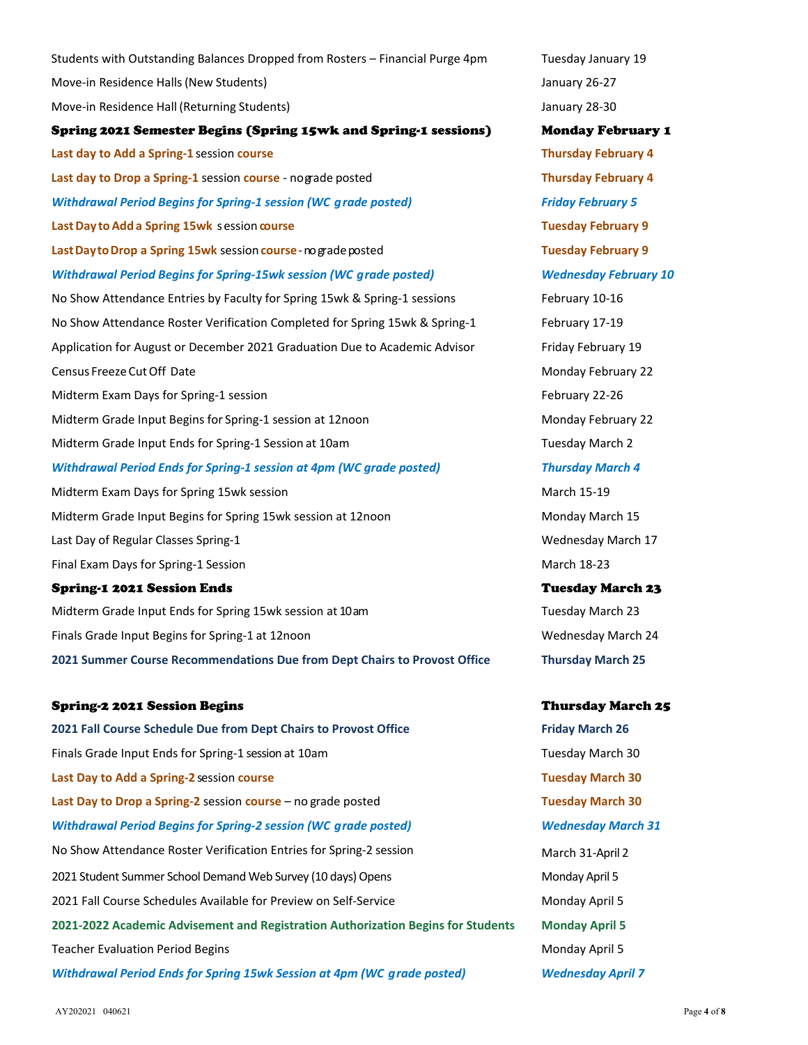| Event | Date |
|---|---|
| Students with Outstanding Balances Dropped from Rosters – Financial Purge 4pm | Tuesday January 19 |
| Move-in Residence Halls (New Students) | January 26-27 |
| Move-in Residence Hall (Returning Students) | January 28-30 |
| **Spring 2021 Semester Begins (Spring 15wk and Spring-1 sessions)** | **Monday February 1** |
| **Last day to Add a Spring-1** session **course** | **Thursday February 4** |
| **Last day to Drop a Spring-1** session **course** - no grade posted | **Thursday February 4** |
| ***Withdrawal Period Begins for Spring-1 session (WC grade posted)*** | ***Friday February 5*** |
| **Last Day to Add a Spring 15wk** session **course** | **Tuesday February 9** |
| **Last Day to Drop a Spring 15wk** session **course** - no grade posted | **Tuesday February 9** |
| ***Withdrawal Period Begins for Spring-15wk session (WC grade posted)*** | ***Wednesday February 10*** |
| No Show Attendance Entries by Faculty for Spring 15wk & Spring-1 sessions | February 10-16 |
| No Show Attendance Roster Verification Completed for Spring 15wk & Spring-1 | February 17-19 |
| Application for August or December 2021 Graduation Due to Academic Advisor | Friday February 19 |
| Census Freeze Cut Off Date | Monday February 22 |
| Midterm Exam Days for Spring-1 session | February 22-26 |
| Midterm Grade Input Begins for Spring-1 session at 12noon | Monday February 22 |
| Midterm Grade Input Ends for Spring-1 Session at 10am | Tuesday March 2 |
| ***Withdrawal Period Ends for Spring-1 session at 4pm (WC grade posted)*** | ***Thursday March 4*** |
| Midterm Exam Days for Spring 15wk session | March 15-19 |
| Midterm Grade Input Begins for Spring 15wk session at 12noon | Monday March 15 |
| Last Day of Regular Classes Spring-1 | Wednesday March 17 |
| Final Exam Days for Spring-1 Session | March 18-23 |
| **Spring-1 2021 Session Ends** | **Tuesday March 23** |
| Midterm Grade Input Ends for Spring 15wk session at 10am | Tuesday March 23 |
| Finals Grade Input Begins for Spring-1 at 12noon | Wednesday March 24 |
| **2021 Summer Course Recommendations Due from Dept Chairs to Provost Office** | **Thursday March 25** |
| | |
| **Spring-2 2021 Session Begins** | **Thursday March 25** |
| **2021 Fall Course Schedule Due from Dept Chairs to Provost Office** | **Friday March 26** |
| Finals Grade Input Ends for Spring-1 session at 10am | Tuesday March 30 |
| **Last Day to Add a Spring-2** session **course** | **Tuesday March 30** |
| **Last Day to Drop a Spring-2** session **course** – no grade posted | **Tuesday March 30** |
| ***Withdrawal Period Begins for Spring-2 session (WC grade posted)*** | ***Wednesday March 31*** |
| No Show Attendance Roster Verification Entries for Spring-2 session | March 31-April 2 |
| 2021 Student Summer School Demand Web Survey (10 days) Opens | Monday April 5 |
| 2021 Fall Course Schedules Available for Preview on Self-Service | Monday April 5 |
| **2021-2022 Academic Advisement and Registration Authorization Begins for Students** | **Monday April 5** |
| Teacher Evaluation Period Begins | Monday April 5 |
| ***Withdrawal Period Ends for Spring 15wk Session at 4pm (WC grade posted)*** | ***Wednesday April 7*** |

AY202021 040621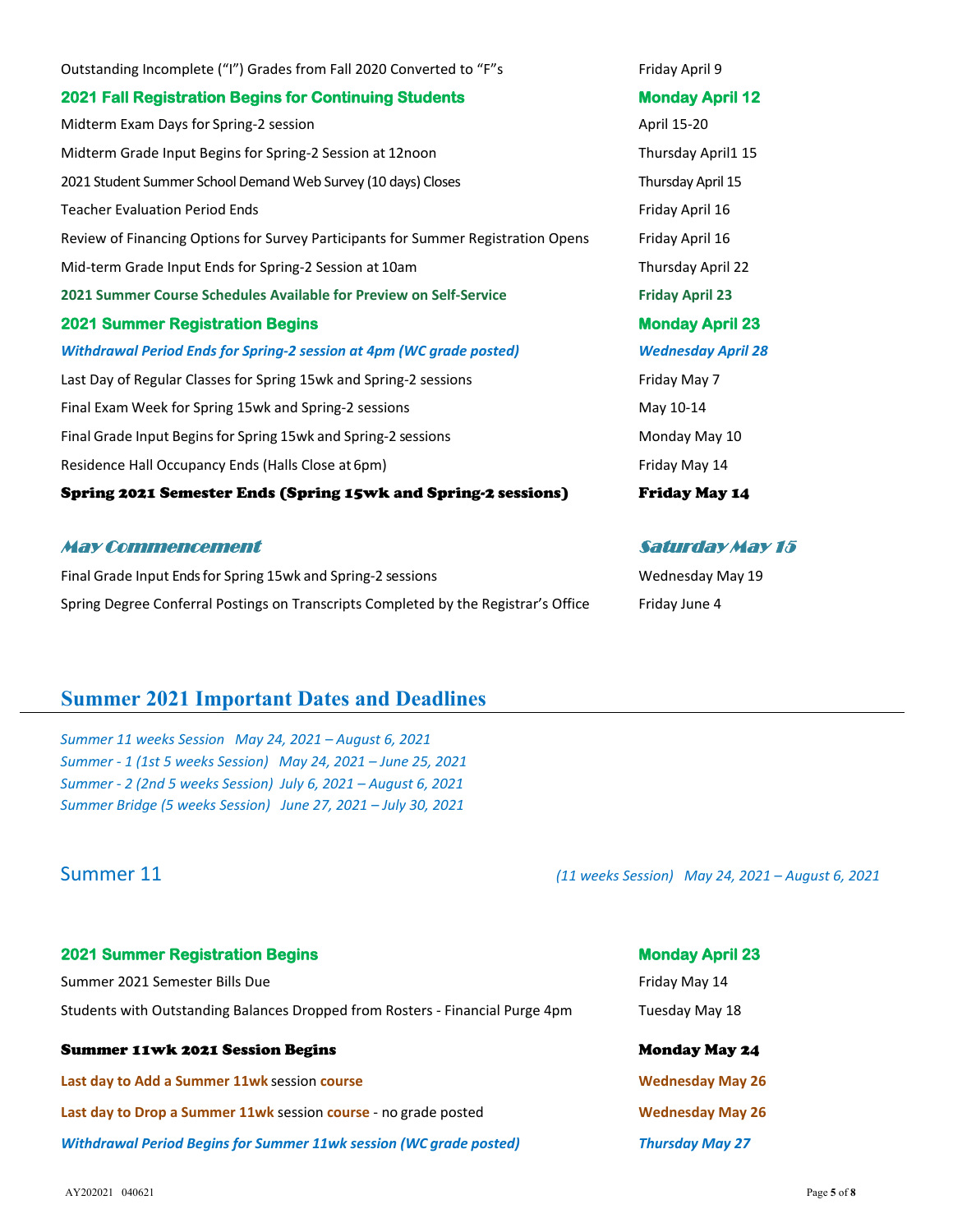| | |
|---|---|
| Outstanding Incomplete (“I”) Grades from Fall 2020 Converted to “F”s | Friday April 9 |
| **2021 Fall Registration Begins for Continuing Students** | **Monday April 12** |
| Midterm Exam Days for Spring-2 session | April 15-20 |
| Midterm Grade Input Begins for Spring-2 Session at 12noon | Thursday April1 15 |
| 2021 Student Summer School Demand Web Survey (10 days) Closes | Thursday April 15 |
| Teacher Evaluation Period Ends | Friday April 16 |
| Review of Financing Options for Survey Participants for Summer Registration Opens | Friday April 16 |
| Mid-term Grade Input Ends for Spring-2 Session at 10am | Thursday April 22 |
| **2021 Summer Course Schedules Available for Preview on Self-Service** | **Friday April 23** |
| **2021 Summer Registration Begins** | **Monday April 23** |
| ***Withdrawal Period Ends for Spring-2 session at 4pm (WC grade posted)*** | ***Wednesday April 28*** |
| Last Day of Regular Classes for Spring 15wk and Spring-2 sessions | Friday May 7 |
| Final Exam Week for Spring 15wk and Spring-2 sessions | May 10-14 |
| Final Grade Input Begins for Spring 15wk and Spring-2 sessions | Monday May 10 |
| Residence Hall Occupancy Ends (Halls Close at 6pm) | Friday May 14 |
| **Spring 2021 Semester Ends (Spring 15wk and Spring-2 sessions)** | **Friday May 14** |
| ***May Commencement*** | ***Saturday May 15*** |
| Final Grade Input Ends for Spring 15wk and Spring-2 sessions | Wednesday May 19 |
| Spring Degree Conferral Postings on Transcripts Completed by the Registrar’s Office | Friday June 4 |

## Summer 2021 Important Dates and Deadlines

*Summer 11 weeks Session May 24, 2021 – August 6, 2021*
*Summer - 1 (1st 5 weeks Session) May 24, 2021 – June 25, 2021*
*Summer - 2 (2nd 5 weeks Session) July 6, 2021 – August 6, 2021*
*Summer Bridge (5 weeks Session) June 27, 2021 – July 30, 2021*

### Summer 11

*(11 weeks Session) May 24, 2021 – August 6, 2021*

| | |
|---|---|
| **2021 Summer Registration Begins** | **Monday April 23** |
| Summer 2021 Semester Bills Due | Friday May 14 |
| Students with Outstanding Balances Dropped from Rosters - Financial Purge 4pm | Tuesday May 18 |
| **Summer 11wk 2021 Session Begins** | **Monday May 24** |
| **Last day to Add a Summer 11wk** session **course** | **Wednesday May 26** |
| **Last day to Drop a Summer 11wk** session **course** - no grade posted | **Wednesday May 26** |
| ***Withdrawal Period Begins for Summer 11wk session (WC grade posted)*** | ***Thursday May 27*** |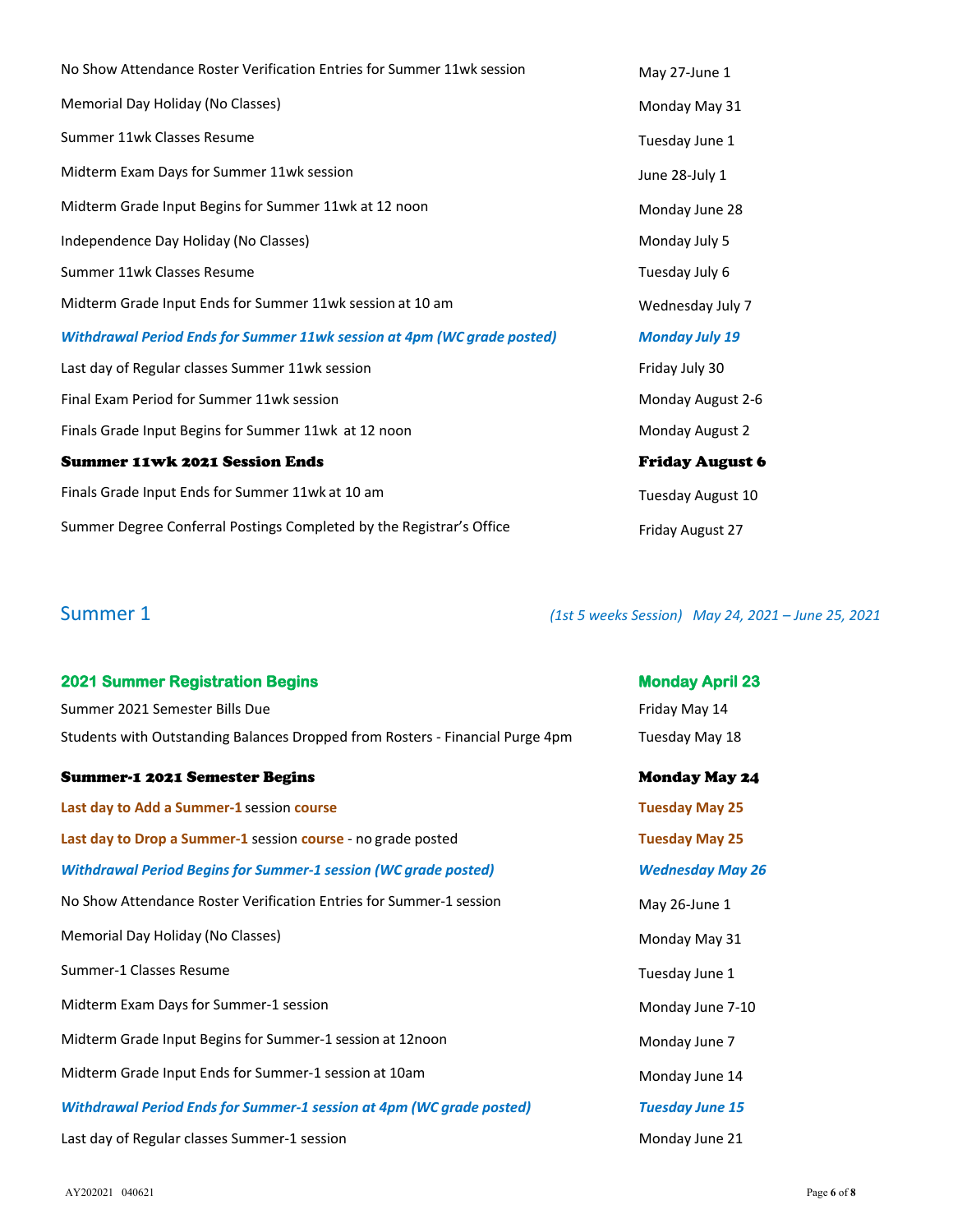| | |
|---|---|
| No Show Attendance Roster Verification Entries for Summer 11wk session | May 27-June 1 |
| Memorial Day Holiday (No Classes) | Monday May 31 |
| Summer 11wk Classes Resume | Tuesday June 1 |
| Midterm Exam Days for Summer 11wk session | June 28-July 1 |
| Midterm Grade Input Begins for Summer 11wk at 12 noon | Monday June 28 |
| Independence Day Holiday (No Classes) | Monday July 5 |
| Summer 11wk Classes Resume | Tuesday July 6 |
| Midterm Grade Input Ends for Summer 11wk session at 10 am | Wednesday July 7 |
| ***Withdrawal Period Ends for Summer 11wk session at 4pm (WC grade posted)*** | ***Monday July 19*** |
| Last day of Regular classes Summer 11wk session | Friday July 30 |
| Final Exam Period for Summer 11wk session | Monday August 2-6 |
| Finals Grade Input Begins for Summer 11wk at 12 noon | Monday August 2 |
| **Summer 11wk 2021 Session Ends** | **Friday August 6** |
| Finals Grade Input Ends for Summer 11wk at 10 am | Tuesday August 10 |
| Summer Degree Conferral Postings Completed by the Registrar's Office | Friday August 27 |

## Summer 1

*(1st 5 weeks Session) May 24, 2021 – June 25, 2021*

| | |
|---|---|
| **2021 Summer Registration Begins** | **Monday April 23** |
| Summer 2021 Semester Bills Due | Friday May 14 |
| Students with Outstanding Balances Dropped from Rosters - Financial Purge 4pm | Tuesday May 18 |
| **Summer-1 2021 Semester Begins** | **Monday May 24** |
| **Last day to Add a Summer-1** session **course** | **Tuesday May 25** |
| **Last day to Drop a Summer-1** session **course** - no grade posted | **Tuesday May 25** |
| ***Withdrawal Period Begins for Summer-1 session (WC grade posted)*** | ***Wednesday May 26*** |
| No Show Attendance Roster Verification Entries for Summer-1 session | May 26-June 1 |
| Memorial Day Holiday (No Classes) | Monday May 31 |
| Summer-1 Classes Resume | Tuesday June 1 |
| Midterm Exam Days for Summer-1 session | Monday June 7-10 |
| Midterm Grade Input Begins for Summer-1 session at 12noon | Monday June 7 |
| Midterm Grade Input Ends for Summer-1 session at 10am | Monday June 14 |
| ***Withdrawal Period Ends for Summer-1 session at 4pm (WC grade posted)*** | ***Tuesday June 15*** |
| Last day of Regular classes Summer-1 session | Monday June 21 |

AY202021 040621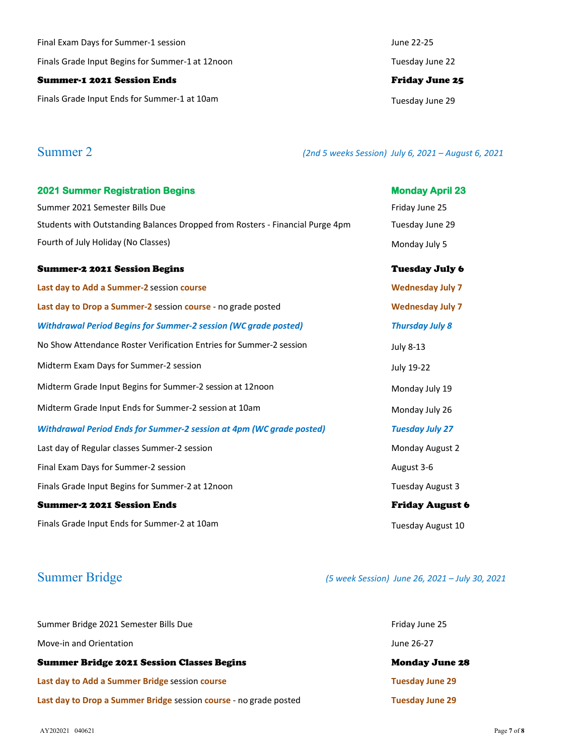| | |
|---|---|
| Final Exam Days for Summer-1 session | June 22-25 |
| Finals Grade Input Begins for Summer-1 at 12noon | Tuesday June 22 |
| **Summer-1 2021 Session Ends** | **Friday June 25** |
| Finals Grade Input Ends for Summer-1 at 10am | Tuesday June 29 |

## Summer 2

*(2nd 5 weeks Session) July 6, 2021 – August 6, 2021*

| | |
|---|---|
| **2021 Summer Registration Begins** | **Monday April 23** |
| Summer 2021 Semester Bills Due | Friday June 25 |
| Students with Outstanding Balances Dropped from Rosters - Financial Purge 4pm | Tuesday June 29 |
| Fourth of July Holiday (No Classes) | Monday July 5 |
| **Summer-2 2021 Session Begins** | **Tuesday July 6** |
| **Last day to Add a Summer-2** session **course** | **Wednesday July 7** |
| **Last day to Drop a Summer-2** session **course** - no grade posted | **Wednesday July 7** |
| ***Withdrawal Period Begins for Summer-2 session (WC grade posted)*** | ***Thursday July 8*** |
| No Show Attendance Roster Verification Entries for Summer-2 session | July 8-13 |
| Midterm Exam Days for Summer-2 session | July 19-22 |
| Midterm Grade Input Begins for Summer-2 session at 12noon | Monday July 19 |
| Midterm Grade Input Ends for Summer-2 session at 10am | Monday July 26 |
| ***Withdrawal Period Ends for Summer-2 session at 4pm (WC grade posted)*** | ***Tuesday July 27*** |
| Last day of Regular classes Summer-2 session | Monday August 2 |
| Final Exam Days for Summer-2 session | August 3-6 |
| Finals Grade Input Begins for Summer-2 at 12noon | Tuesday August 3 |
| **Summer-2 2021 Session Ends** | **Friday August 6** |
| Finals Grade Input Ends for Summer-2 at 10am | Tuesday August 10 |

## Summer Bridge

*(5 week Session) June 26, 2021 – July 30, 2021*

| | |
|---|---|
| Summer Bridge 2021 Semester Bills Due | Friday June 25 |
| Move-in and Orientation | June 26-27 |
| **Summer Bridge 2021 Session Classes Begins** | **Monday June 28** |
| **Last day to Add a Summer Bridge** session **course** | **Tuesday June 29** |
| **Last day to Drop a Summer Bridge** session **course** - no grade posted | **Tuesday June 29** |

AY202021 040621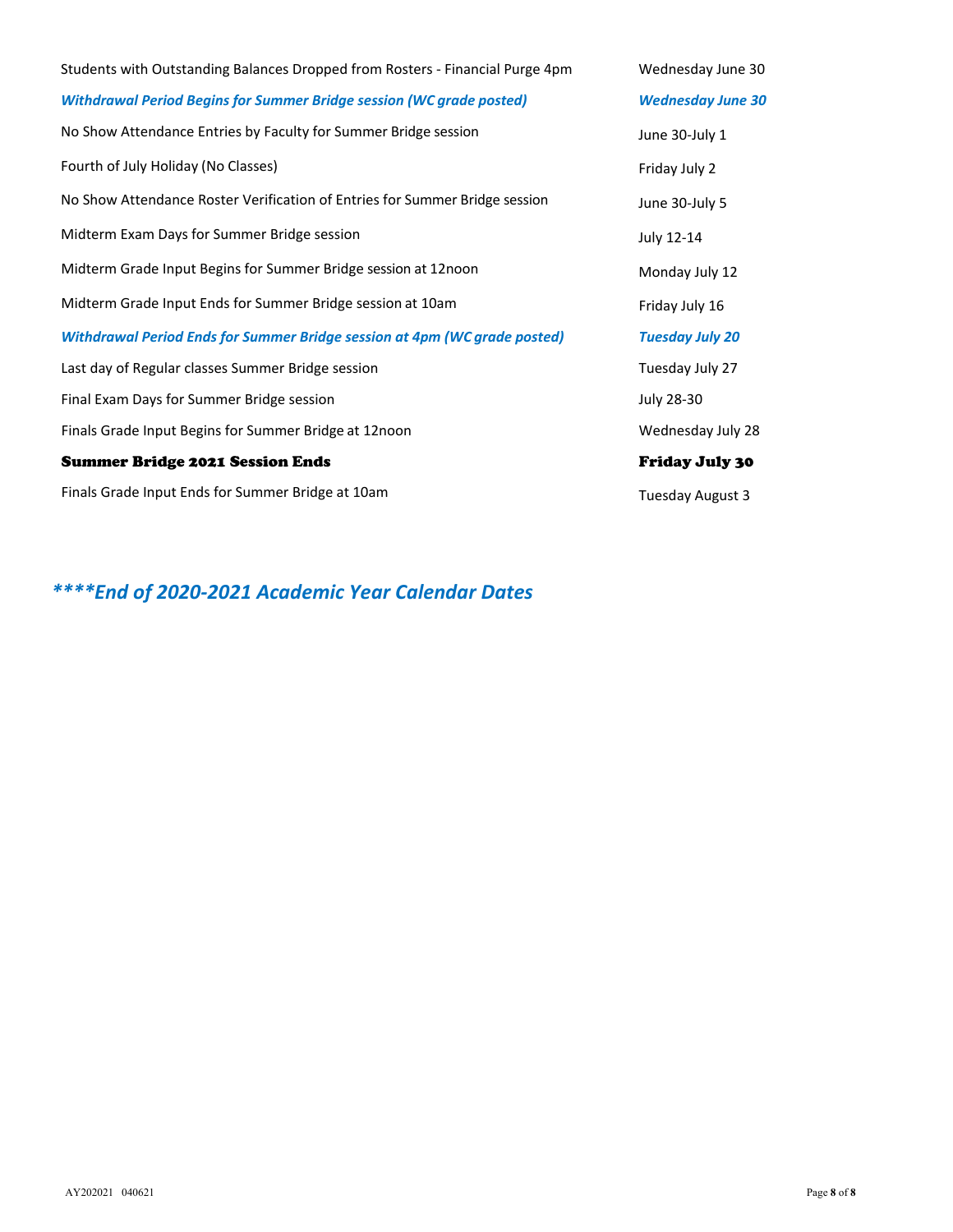| | |
|---|---|
| Students with Outstanding Balances Dropped from Rosters - Financial Purge 4pm | Wednesday June 30 |
| ***Withdrawal Period Begins for Summer Bridge session (WC grade posted)*** | ***Wednesday June 30*** |
| No Show Attendance Entries by Faculty for Summer Bridge session | June 30-July 1 |
| Fourth of July Holiday (No Classes) | Friday July 2 |
| No Show Attendance Roster Verification of Entries for Summer Bridge session | June 30-July 5 |
| Midterm Exam Days for Summer Bridge session | July 12-14 |
| Midterm Grade Input Begins for Summer Bridge session at 12noon | Monday July 12 |
| Midterm Grade Input Ends for Summer Bridge session at 10am | Friday July 16 |
| ***Withdrawal Period Ends for Summer Bridge session at 4pm (WC grade posted)*** | ***Tuesday July 20*** |
| Last day of Regular classes Summer Bridge session | Tuesday July 27 |
| Final Exam Days for Summer Bridge session | July 28-30 |
| Finals Grade Input Begins for Summer Bridge at 12noon | Wednesday July 28 |
| **Summer Bridge 2021 Session Ends** | **Friday July 30** |
| Finals Grade Input Ends for Summer Bridge at 10am | Tuesday August 3 |

## ***\*\*\*\*End of 2020-2021 Academic Year Calendar Dates***

AY202021 040621